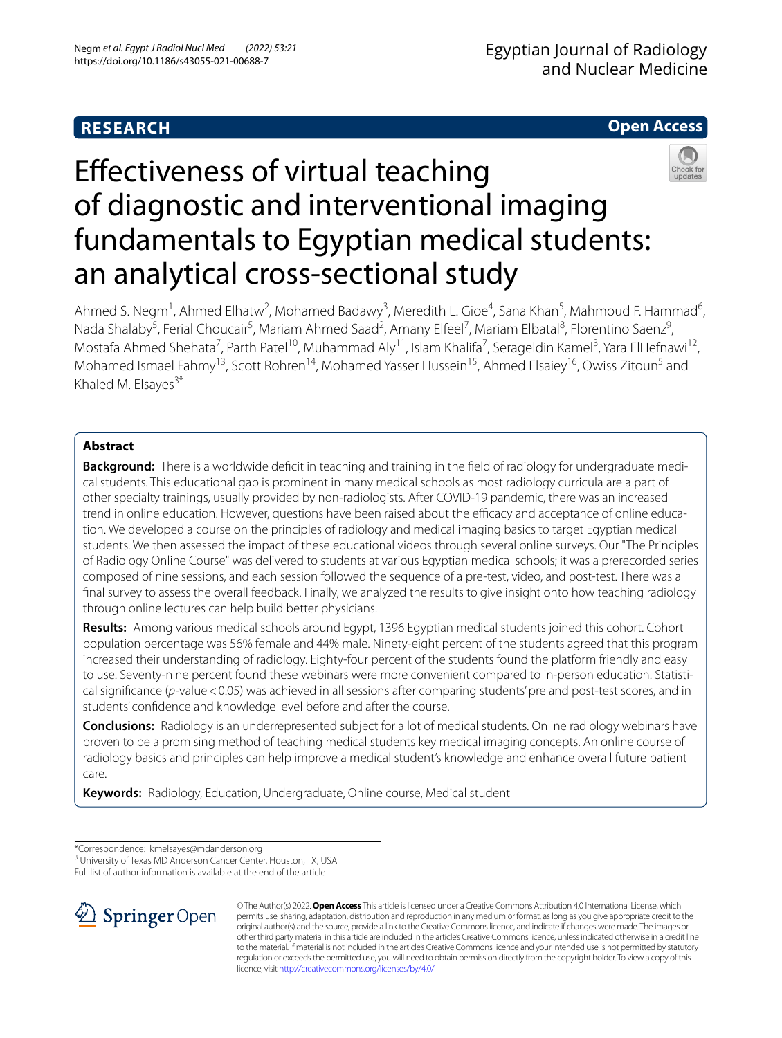RESEARCH

Open Access

# Effectiveness of virtual teaching of diagnostic and interventional imaging fundamentals to Egyptian medical students: an analytical cross-sectional study

Ahmed S. Negm[1], Ahmed Elhatw[2], Mohamed Badawy[3], Meredith L. Gioe[4], Sana Khan[5], Mahmoud F. Hammad[6], Nada Shalaby[5], Ferial Choucair[5], Mariam Ahmed Saad[2], Amany Elfeel[7], Mariam Elbatal[8], Florentino Saenz[9], Mostafa Ahmed Shehata[7], Parth Patel[10], Muhammad Aly[11], Islam Khalifa[7], Serageldin Kamel[3], Yara ElHefnawi[12], Mohamed Ismael Fahmy[13], Scott Rohren[14], Mohamed Yasser Hussein[15], Ahmed Elsaiey[16], Owiss Zitoun[5] and Khaled M. Elsayes[3*]

## Abstract

**Background:** There is a worldwide deficit in teaching and training in the field of radiology for undergraduate medical students. This educational gap is prominent in many medical schools as most radiology curricula are a part of other specialty trainings, usually provided by non-radiologists. After COVID-19 pandemic, there was an increased trend in online education. However, questions have been raised about the efficacy and acceptance of online education. We developed a course on the principles of radiology and medical imaging basics to target Egyptian medical students. We then assessed the impact of these educational videos through several online surveys. Our "The Principles of Radiology Online Course" was delivered to students at various Egyptian medical schools; it was a prerecorded series composed of nine sessions, and each session followed the sequence of a pre-test, video, and post-test. There was a final survey to assess the overall feedback. Finally, we analyzed the results to give insight onto how teaching radiology through online lectures can help build better physicians.

**Results:** Among various medical schools around Egypt, 1396 Egyptian medical students joined this cohort. Cohort population percentage was 56% female and 44% male. Ninety-eight percent of the students agreed that this program increased their understanding of radiology. Eighty-four percent of the students found the platform friendly and easy to use. Seventy-nine percent found these webinars were more convenient compared to in-person education. Statistical significance ($p$-value < 0.05) was achieved in all sessions after comparing students' pre and post-test scores, and in students' confidence and knowledge level before and after the course.

**Conclusions:** Radiology is an underrepresented subject for a lot of medical students. Online radiology webinars have proven to be a promising method of teaching medical students key medical imaging concepts. An online course of radiology basics and principles can help improve a medical student's knowledge and enhance overall future patient care.

**Keywords:** Radiology, Education, Undergraduate, Online course, Medical student

*Correspondence: kmelsayes@mdanderson.org
[3] University of Texas MD Anderson Cancer Center, Houston, TX, USA
Full list of author information is available at the end of the article

© The Author(s) 2022. **Open Access** This article is licensed under a Creative Commons Attribution 4.0 International License, which permits use, sharing, adaptation, distribution and reproduction in any medium or format, as long as you give appropriate credit to the original author(s) and the source, provide a link to the Creative Commons licence, and indicate if changes were made. The images or other third party material in this article are included in the article's Creative Commons licence, unless indicated otherwise in a credit line to the material. If material is not included in the article's Creative Commons licence and your intended use is not permitted by statutory regulation or exceeds the permitted use, you will need to obtain permission directly from the copyright holder. To view a copy of this licence, visit http://creativecommons.org/licenses/by/4.0/.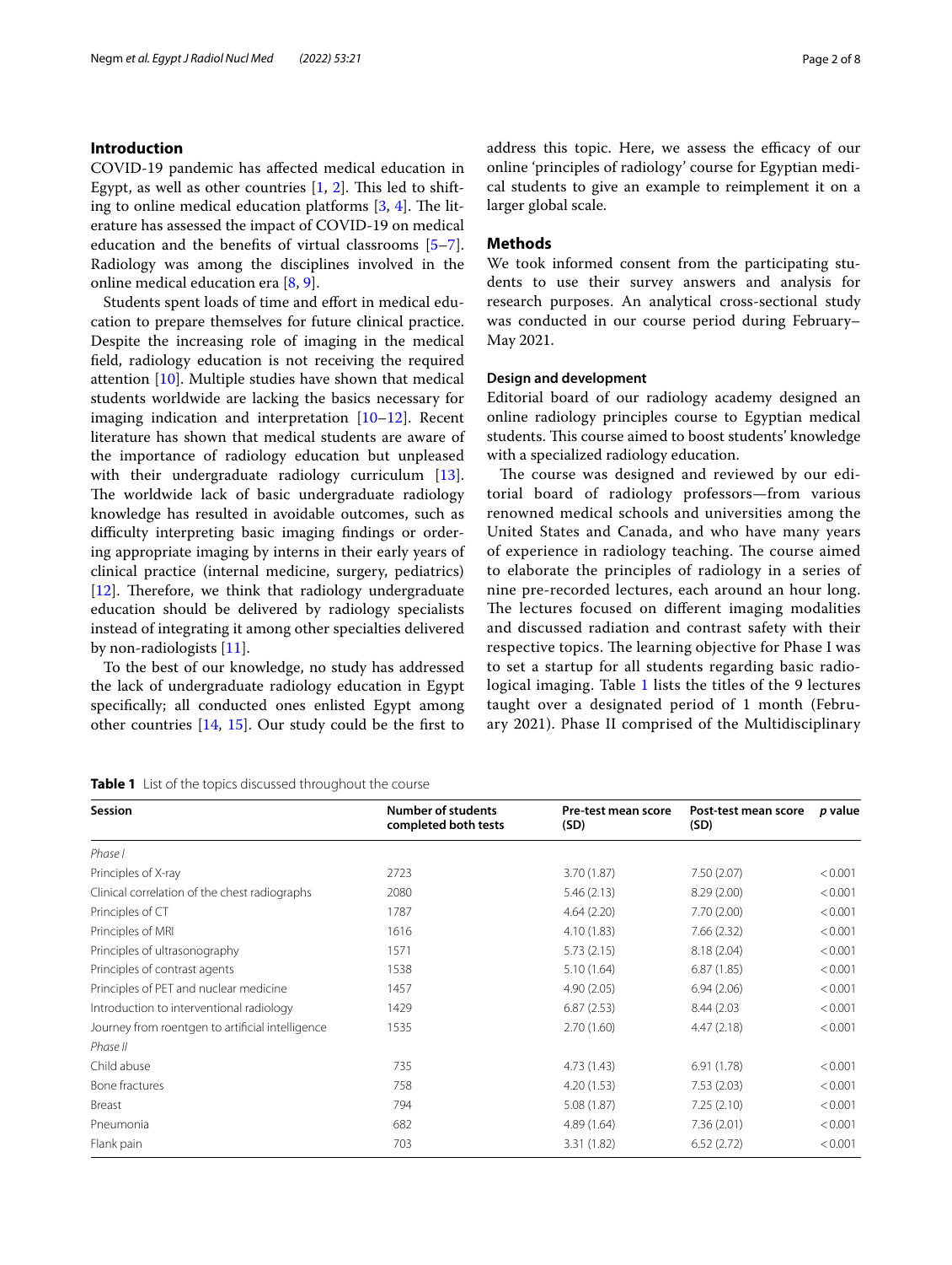## Introduction

COVID-19 pandemic has affected medical education in Egypt, as well as other countries [1, 2]. This led to shifting to online medical education platforms [3, 4]. The literature has assessed the impact of COVID-19 on medical education and the benefits of virtual classrooms [5–7]. Radiology was among the disciplines involved in the online medical education era [8, 9].

Students spent loads of time and effort in medical education to prepare themselves for future clinical practice. Despite the increasing role of imaging in the medical field, radiology education is not receiving the required attention [10]. Multiple studies have shown that medical students worldwide are lacking the basics necessary for imaging indication and interpretation [10–12]. Recent literature has shown that medical students are aware of the importance of radiology education but unpleased with their undergraduate radiology curriculum [13]. The worldwide lack of basic undergraduate radiology knowledge has resulted in avoidable outcomes, such as difficulty interpreting basic imaging findings or ordering appropriate imaging by interns in their early years of clinical practice (internal medicine, surgery, pediatrics) [12]. Therefore, we think that radiology undergraduate education should be delivered by radiology specialists instead of integrating it among other specialties delivered by non-radiologists [11].

To the best of our knowledge, no study has addressed the lack of undergraduate radiology education in Egypt specifically; all conducted ones enlisted Egypt among other countries [14, 15]. Our study could be the first to address this topic. Here, we assess the efficacy of our online 'principles of radiology' course for Egyptian medical students to give an example to reimplement it on a larger global scale.

## Methods

We took informed consent from the participating students to use their survey answers and analysis for research purposes. An analytical cross-sectional study was conducted in our course period during February–May 2021.

### Design and development

Editorial board of our radiology academy designed an online radiology principles course to Egyptian medical students. This course aimed to boost students' knowledge with a specialized radiology education.

The course was designed and reviewed by our editorial board of radiology professors—from various renowned medical schools and universities among the United States and Canada, and who have many years of experience in radiology teaching. The course aimed to elaborate the principles of radiology in a series of nine pre-recorded lectures, each around an hour long. The lectures focused on different imaging modalities and discussed radiation and contrast safety with their respective topics. The learning objective for Phase I was to set a startup for all students regarding basic radiological imaging. Table 1 lists the titles of the 9 lectures taught over a designated period of 1 month (February 2021). Phase II comprised of the Multidisciplinary

**Table 1** List of the topics discussed throughout the course

| Session | Number of students completed both tests | Pre-test mean score (SD) | Post-test mean score (SD) | *p* value |
|---|---|---|---|---|
| *Phase I* | | | | |
| Principles of X-ray | 2723 | 3.70 (1.87) | 7.50 (2.07) | < 0.001 |
| Clinical correlation of the chest radiographs | 2080 | 5.46 (2.13) | 8.29 (2.00) | < 0.001 |
| Principles of CT | 1787 | 4.64 (2.20) | 7.70 (2.00) | < 0.001 |
| Principles of MRI | 1616 | 4.10 (1.83) | 7.66 (2.32) | < 0.001 |
| Principles of ultrasonography | 1571 | 5.73 (2.15) | 8.18 (2.04) | < 0.001 |
| Principles of contrast agents | 1538 | 5.10 (1.64) | 6.87 (1.85) | < 0.001 |
| Principles of PET and nuclear medicine | 1457 | 4.90 (2.05) | 6.94 (2.06) | < 0.001 |
| Introduction to interventional radiology | 1429 | 6.87 (2.53) | 8.44 (2.03 | < 0.001 |
| Journey from roentgen to artificial intelligence | 1535 | 2.70 (1.60) | 4.47 (2.18) | < 0.001 |
| *Phase II* | | | | |
| Child abuse | 735 | 4.73 (1.43) | 6.91 (1.78) | < 0.001 |
| Bone fractures | 758 | 4.20 (1.53) | 7.53 (2.03) | < 0.001 |
| Breast | 794 | 5.08 (1.87) | 7.25 (2.10) | < 0.001 |
| Pneumonia | 682 | 4.89 (1.64) | 7.36 (2.01) | < 0.001 |
| Flank pain | 703 | 3.31 (1.82) | 6.52 (2.72) | < 0.001 |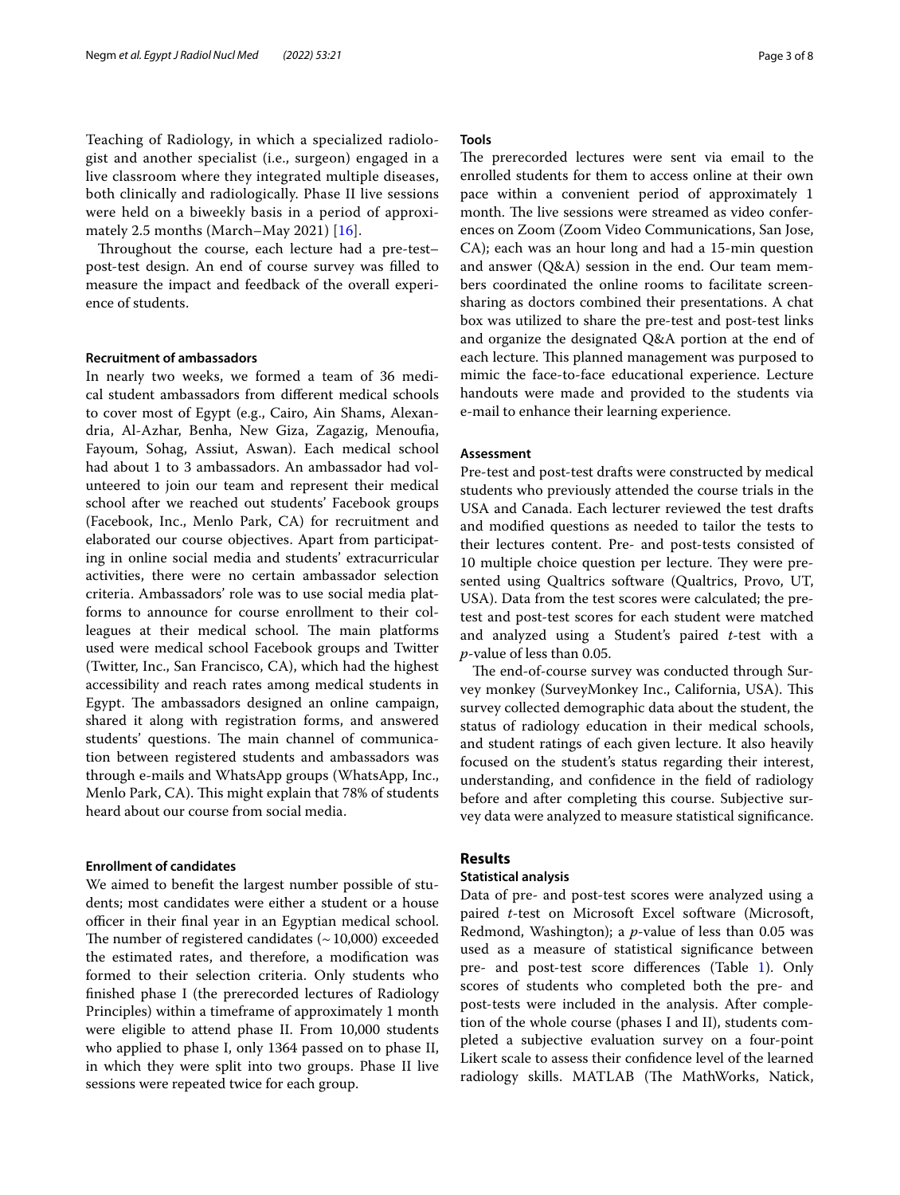Teaching of Radiology, in which a specialized radiologist and another specialist (i.e., surgeon) engaged in a live classroom where they integrated multiple diseases, both clinically and radiologically. Phase II live sessions were held on a biweekly basis in a period of approximately 2.5 months (March–May 2021) [16].

Throughout the course, each lecture had a pre-test–post-test design. An end of course survey was filled to measure the impact and feedback of the overall experience of students.

### Recruitment of ambassadors

In nearly two weeks, we formed a team of 36 medical student ambassadors from different medical schools to cover most of Egypt (e.g., Cairo, Ain Shams, Alexandria, Al-Azhar, Benha, New Giza, Zagazig, Menoufia, Fayoum, Sohag, Assiut, Aswan). Each medical school had about 1 to 3 ambassadors. An ambassador had volunteered to join our team and represent their medical school after we reached out students' Facebook groups (Facebook, Inc., Menlo Park, CA) for recruitment and elaborated our course objectives. Apart from participating in online social media and students' extracurricular activities, there were no certain ambassador selection criteria. Ambassadors' role was to use social media platforms to announce for course enrollment to their colleagues at their medical school. The main platforms used were medical school Facebook groups and Twitter (Twitter, Inc., San Francisco, CA), which had the highest accessibility and reach rates among medical students in Egypt. The ambassadors designed an online campaign, shared it along with registration forms, and answered students' questions. The main channel of communication between registered students and ambassadors was through e-mails and WhatsApp groups (WhatsApp, Inc., Menlo Park, CA). This might explain that 78% of students heard about our course from social media.

### Enrollment of candidates

We aimed to benefit the largest number possible of students; most candidates were either a student or a house officer in their final year in an Egyptian medical school. The number of registered candidates (~ 10,000) exceeded the estimated rates, and therefore, a modification was formed to their selection criteria. Only students who finished phase I (the prerecorded lectures of Radiology Principles) within a timeframe of approximately 1 month were eligible to attend phase II. From 10,000 students who applied to phase I, only 1364 passed on to phase II, in which they were split into two groups. Phase II live sessions were repeated twice for each group.

### Tools

The prerecorded lectures were sent via email to the enrolled students for them to access online at their own pace within a convenient period of approximately 1 month. The live sessions were streamed as video conferences on Zoom (Zoom Video Communications, San Jose, CA); each was an hour long and had a 15-min question and answer (Q&A) session in the end. Our team members coordinated the online rooms to facilitate screen-sharing as doctors combined their presentations. A chat box was utilized to share the pre-test and post-test links and organize the designated Q&A portion at the end of each lecture. This planned management was purposed to mimic the face-to-face educational experience. Lecture handouts were made and provided to the students via e-mail to enhance their learning experience.

### Assessment

Pre-test and post-test drafts were constructed by medical students who previously attended the course trials in the USA and Canada. Each lecturer reviewed the test drafts and modified questions as needed to tailor the tests to their lectures content. Pre- and post-tests consisted of 10 multiple choice question per lecture. They were presented using Qualtrics software (Qualtrics, Provo, UT, USA). Data from the test scores were calculated; the pre-test and post-test scores for each student were matched and analyzed using a Student's paired *t*-test with a *p*-value of less than 0.05.

The end-of-course survey was conducted through Survey monkey (SurveyMonkey Inc., California, USA). This survey collected demographic data about the student, the status of radiology education in their medical schools, and student ratings of each given lecture. It also heavily focused on the student's status regarding their interest, understanding, and confidence in the field of radiology before and after completing this course. Subjective survey data were analyzed to measure statistical significance.

## Results

### Statistical analysis

Data of pre- and post-test scores were analyzed using a paired *t*-test on Microsoft Excel software (Microsoft, Redmond, Washington); a *p*-value of less than 0.05 was used as a measure of statistical significance between pre- and post-test score differences (Table 1). Only scores of students who completed both the pre- and post-tests were included in the analysis. After completion of the whole course (phases I and II), students completed a subjective evaluation survey on a four-point Likert scale to assess their confidence level of the learned radiology skills. MATLAB (The MathWorks, Natick,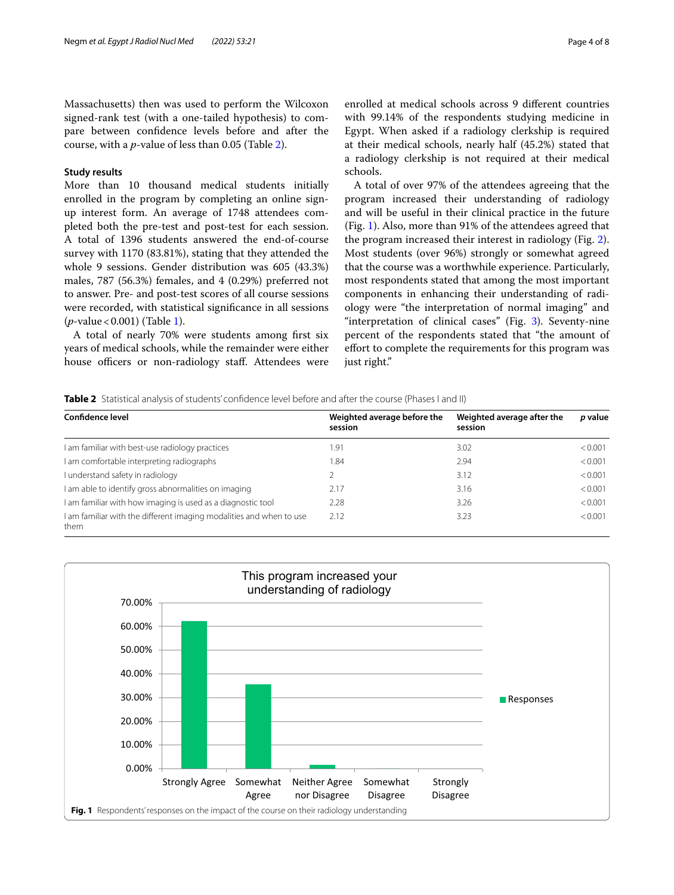Massachusetts) then was used to perform the Wilcoxon signed-rank test (with a one-tailed hypothesis) to compare between confidence levels before and after the course, with a *p*-value of less than 0.05 (Table 2).

### Study results

More than 10 thousand medical students initially enrolled in the program by completing an online sign-up interest form. An average of 1748 attendees completed both the pre-test and post-test for each session. A total of 1396 students answered the end-of-course survey with 1170 (83.81%), stating that they attended the whole 9 sessions. Gender distribution was 605 (43.3%) males, 787 (56.3%) females, and 4 (0.29%) preferred not to answer. Pre- and post-test scores of all course sessions were recorded, with statistical significance in all sessions (*p*-value < 0.001) (Table 1).

A total of nearly 70% were students among first six years of medical schools, while the remainder were either house officers or non-radiology staff. Attendees were enrolled at medical schools across 9 different countries with 99.14% of the respondents studying medicine in Egypt. When asked if a radiology clerkship is required at their medical schools, nearly half (45.2%) stated that a radiology clerkship is not required at their medical schools.

A total of over 97% of the attendees agreeing that the program increased their understanding of radiology and will be useful in their clinical practice in the future (Fig. 1). Also, more than 91% of the attendees agreed that the program increased their interest in radiology (Fig. 2). Most students (over 96%) strongly or somewhat agreed that the course was a worthwhile experience. Particularly, most respondents stated that among the most important components in enhancing their understanding of radiology were "the interpretation of normal imaging" and "interpretation of clinical cases" (Fig. 3). Seventy-nine percent of the respondents stated that "the amount of effort to complete the requirements for this program was just right."

**Table 2** Statistical analysis of students' confidence level before and after the course (Phases I and II)

| Confidence level | Weighted average before the session | Weighted average after the session | *p* value |
|---|---|---|---|
| I am familiar with best-use radiology practices | 1.91 | 3.02 | < 0.001 |
| I am comfortable interpreting radiographs | 1.84 | 2.94 | < 0.001 |
| I understand safety in radiology | 2 | 3.12 | < 0.001 |
| I am able to identify gross abnormalities on imaging | 2.17 | 3.16 | < 0.001 |
| I am familiar with how imaging is used as a diagnostic tool | 2.28 | 3.26 | < 0.001 |
| I am familiar with the different imaging modalities and when to use them | 2.12 | 3.23 | < 0.001 |

**Fig. 1** Respondents' responses on the impact of the course on their radiology understanding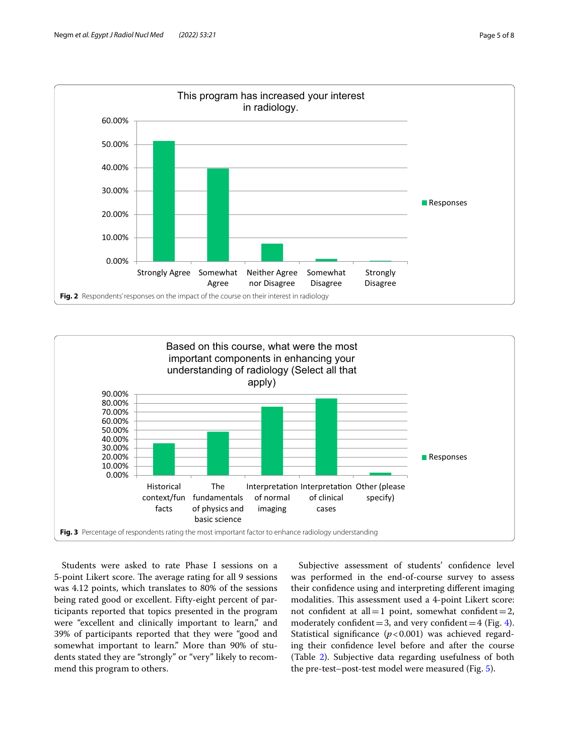Fig. 2 Respondents' responses on the impact of the course on their interest in radiology

Fig. 3 Percentage of respondents rating the most important factor to enhance radiology understanding

Students were asked to rate Phase I sessions on a 5-point Likert score. The average rating for all 9 sessions was 4.12 points, which translates to 80% of the sessions being rated good or excellent. Fifty-eight percent of participants reported that topics presented in the program were "excellent and clinically important to learn," and 39% of participants reported that they were "good and somewhat important to learn." More than 90% of students stated they are "strongly" or "very" likely to recommend this program to others.

Subjective assessment of students' confidence level was performed in the end-of-course survey to assess their confidence using and interpreting different imaging modalities. This assessment used a 4-point Likert score: not confident at all = 1 point, somewhat confident = 2, moderately confident = 3, and very confident = 4 (Fig. 4). Statistical significance ($p < 0.001$) was achieved regarding their confidence level before and after the course (Table 2). Subjective data regarding usefulness of both the pre-test–post-test model were measured (Fig. 5).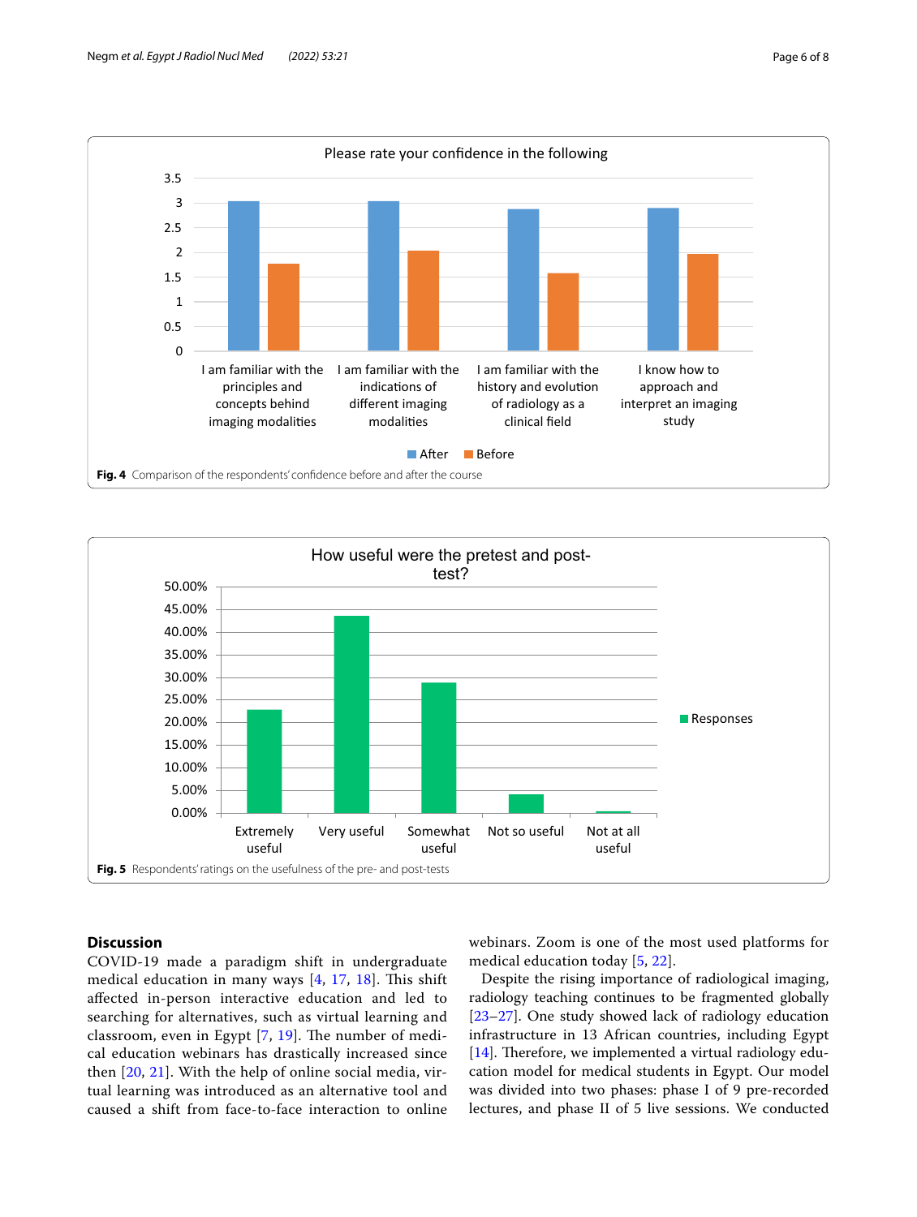Please rate your confidence in the following

| | I am familiar with the principles and concepts behind imaging modalities | I am familiar with the indications of different imaging modalities | I am familiar with the history and evolution of radiology as a clinical field | I know how to approach and interpret an imaging study |
|---|---|---|---|---|
| After | ~3.05 | ~3.05 | ~2.87 | ~2.89 |
| Before | ~1.77 | ~2.03 | ~1.57 | ~1.95 |

**Fig. 4** Comparison of the respondents' confidence before and after the course

How useful were the pretest and post-test?

| | Responses |
|---|---|
| Extremely useful | ~22.9% |
| Very useful | ~43.8% |
| Somewhat useful | ~29.0% |
| Not so useful | ~4.2% |
| Not at all useful | ~0.4% |

**Fig. 5** Respondents' ratings on the usefulness of the pre- and post-tests

## Discussion

COVID-19 made a paradigm shift in undergraduate medical education in many ways [4, 17, 18]. This shift affected in-person interactive education and led to searching for alternatives, such as virtual learning and classroom, even in Egypt [7, 19]. The number of medical education webinars has drastically increased since then [20, 21]. With the help of online social media, virtual learning was introduced as an alternative tool and caused a shift from face-to-face interaction to online webinars. Zoom is one of the most used platforms for medical education today [5, 22].

Despite the rising importance of radiological imaging, radiology teaching continues to be fragmented globally [23–27]. One study showed lack of radiology education infrastructure in 13 African countries, including Egypt [14]. Therefore, we implemented a virtual radiology education model for medical students in Egypt. Our model was divided into two phases: phase I of 9 pre-recorded lectures, and phase II of 5 live sessions. We conducted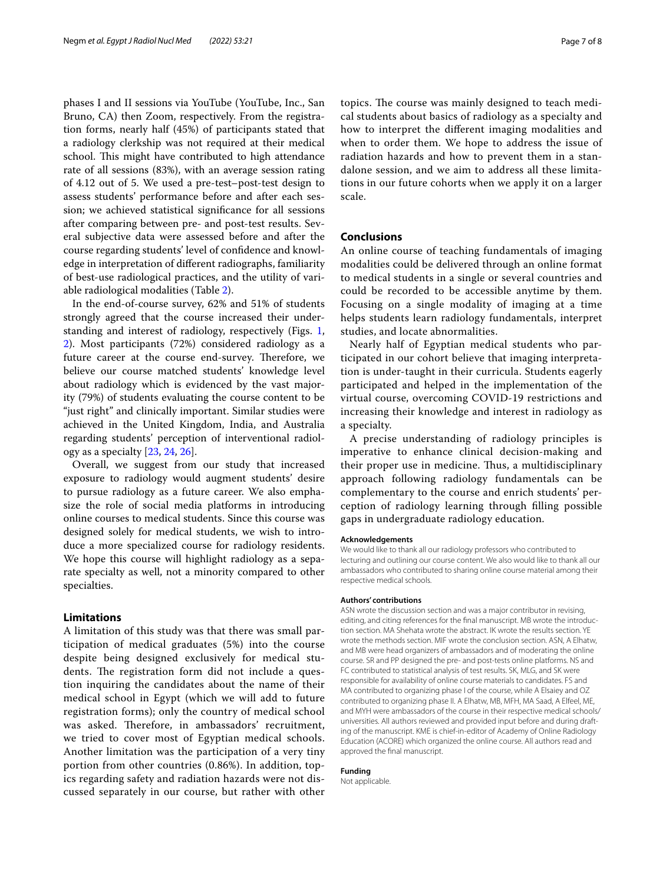phases I and II sessions via YouTube (YouTube, Inc., San Bruno, CA) then Zoom, respectively. From the registration forms, nearly half (45%) of participants stated that a radiology clerkship was not required at their medical school. This might have contributed to high attendance rate of all sessions (83%), with an average session rating of 4.12 out of 5. We used a pre-test–post-test design to assess students' performance before and after each session; we achieved statistical significance for all sessions after comparing between pre- and post-test results. Several subjective data were assessed before and after the course regarding students' level of confidence and knowledge in interpretation of different radiographs, familiarity of best-use radiological practices, and the utility of variable radiological modalities (Table 2).

In the end-of-course survey, 62% and 51% of students strongly agreed that the course increased their understanding and interest of radiology, respectively (Figs. 1, 2). Most participants (72%) considered radiology as a future career at the course end-survey. Therefore, we believe our course matched students' knowledge level about radiology which is evidenced by the vast majority (79%) of students evaluating the course content to be "just right" and clinically important. Similar studies were achieved in the United Kingdom, India, and Australia regarding students' perception of interventional radiology as a specialty [23, 24, 26].

Overall, we suggest from our study that increased exposure to radiology would augment students' desire to pursue radiology as a future career. We also emphasize the role of social media platforms in introducing online courses to medical students. Since this course was designed solely for medical students, we wish to introduce a more specialized course for radiology residents. We hope this course will highlight radiology as a separate specialty as well, not a minority compared to other specialties.

## Limitations

A limitation of this study was that there was small participation of medical graduates (5%) into the course despite being designed exclusively for medical students. The registration form did not include a question inquiring the candidates about the name of their medical school in Egypt (which we will add to future registration forms); only the country of medical school was asked. Therefore, in ambassadors' recruitment, we tried to cover most of Egyptian medical schools. Another limitation was the participation of a very tiny portion from other countries (0.86%). In addition, topics regarding safety and radiation hazards were not discussed separately in our course, but rather with other topics. The course was mainly designed to teach medical students about basics of radiology as a specialty and how to interpret the different imaging modalities and when to order them. We hope to address the issue of radiation hazards and how to prevent them in a standalone session, and we aim to address all these limitations in our future cohorts when we apply it on a larger scale.

## Conclusions

An online course of teaching fundamentals of imaging modalities could be delivered through an online format to medical students in a single or several countries and could be recorded to be accessible anytime by them. Focusing on a single modality of imaging at a time helps students learn radiology fundamentals, interpret studies, and locate abnormalities.

Nearly half of Egyptian medical students who participated in our cohort believe that imaging interpretation is under-taught in their curricula. Students eagerly participated and helped in the implementation of the virtual course, overcoming COVID-19 restrictions and increasing their knowledge and interest in radiology as a specialty.

A precise understanding of radiology principles is imperative to enhance clinical decision-making and their proper use in medicine. Thus, a multidisciplinary approach following radiology fundamentals can be complementary to the course and enrich students' perception of radiology learning through filling possible gaps in undergraduate radiology education.

#### Acknowledgements

We would like to thank all our radiology professors who contributed to lecturing and outlining our course content. We also would like to thank all our ambassadors who contributed to sharing online course material among their respective medical schools.

#### Authors' contributions

ASN wrote the discussion section and was a major contributor in revising, editing, and citing references for the final manuscript. MB wrote the introduction section. MA Shehata wrote the abstract. IK wrote the results section. YE wrote the methods section. MIF wrote the conclusion section. ASN, A Elhatw, and MB were head organizers of ambassadors and of moderating the online course. SR and PP designed the pre- and post-tests online platforms. NS and FC contributed to statistical analysis of test results. SK, MLG, and SK were responsible for availability of online course materials to candidates. FS and MA contributed to organizing phase I of the course, while A Elsaiey and OZ contributed to organizing phase II. A Elhatw, MB, MFH, MA Saad, A Elfeel, ME, and MYH were ambassadors of the course in their respective medical schools/universities. All authors reviewed and provided input before and during drafting of the manuscript. KME is chief-in-editor of Academy of Online Radiology Education (ACORE) which organized the online course. All authors read and approved the final manuscript.

#### Funding

Not applicable.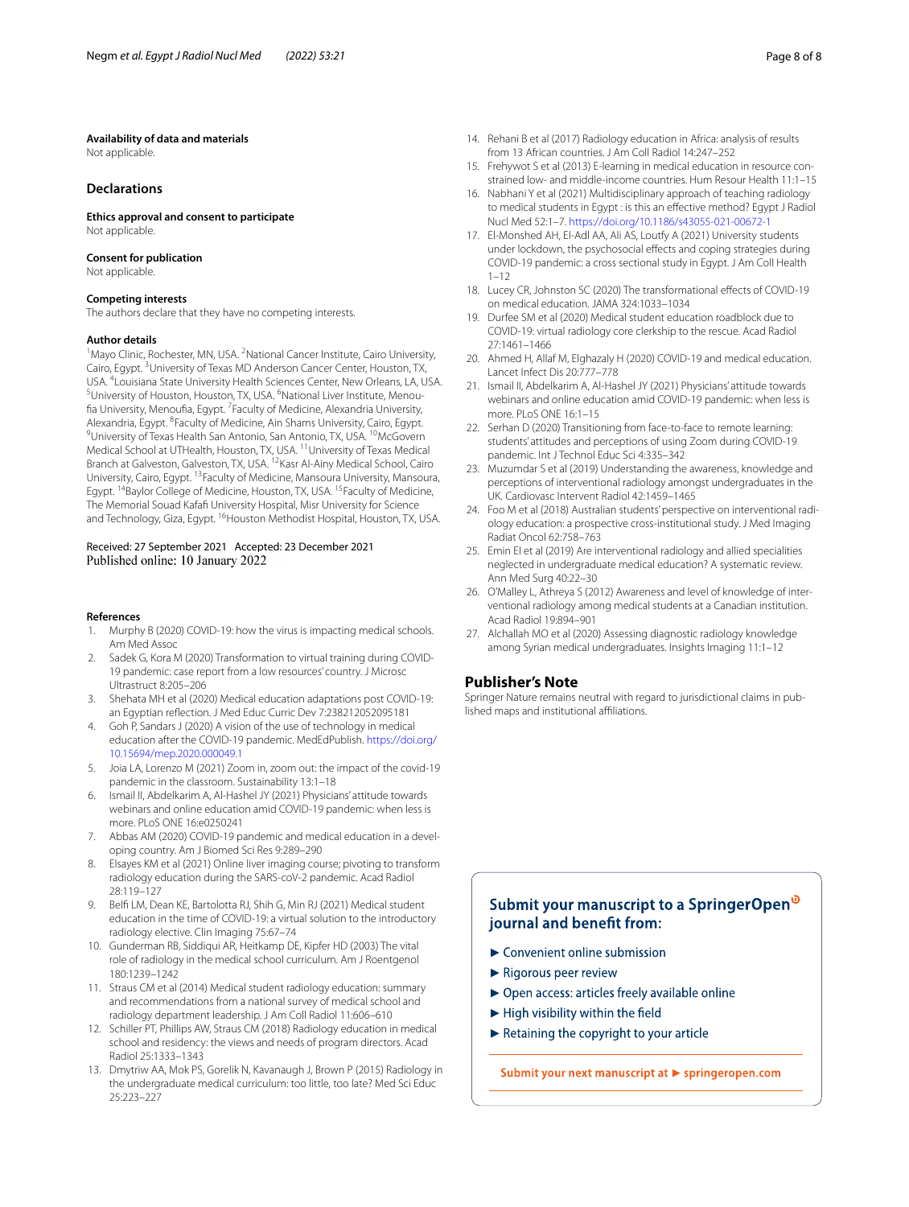**Availability of data and materials**

Not applicable.

## Declarations

**Ethics approval and consent to participate**

Not applicable.

**Consent for publication**

Not applicable.

**Competing interests**

The authors declare that they have no competing interests.

**Author details**

[1]Mayo Clinic, Rochester, MN, USA. [2]National Cancer Institute, Cairo University, Cairo, Egypt. [3]University of Texas MD Anderson Cancer Center, Houston, TX, USA. [4]Louisiana State University Health Sciences Center, New Orleans, LA, USA. [5]University of Houston, Houston, TX, USA. [6]National Liver Institute, Menoufia University, Menoufia, Egypt. [7]Faculty of Medicine, Alexandria University, Alexandria, Egypt. [8]Faculty of Medicine, Ain Shams University, Cairo, Egypt. [9]University of Texas Health San Antonio, San Antonio, TX, USA. [10]McGovern Medical School at UTHealth, Houston, TX, USA. [11]University of Texas Medical Branch at Galveston, Galveston, TX, USA. [12]Kasr Al-Ainy Medical School, Cairo University, Cairo, Egypt. [13]Faculty of Medicine, Mansoura University, Mansoura, Egypt. [14]Baylor College of Medicine, Houston, TX, USA. [15]Faculty of Medicine, The Memorial Souad Kafafi University Hospital, Misr University for Science and Technology, Giza, Egypt. [16]Houston Methodist Hospital, Houston, TX, USA.

Received: 27 September 2021 Accepted: 23 December 2021
Published online: 10 January 2022

**References**

1. Murphy B (2020) COVID-19: how the virus is impacting medical schools. Am Med Assoc
2. Sadek G, Kora M (2020) Transformation to virtual training during COVID-19 pandemic: case report from a low resources' country. J Microsc Ultrastruct 8:205–206
3. Shehata MH et al (2020) Medical education adaptations post COVID-19: an Egyptian reflection. J Med Educ Curric Dev 7:238212052095181
4. Goh P, Sandars J (2020) A vision of the use of technology in medical education after the COVID-19 pandemic. MedEdPublish. https://doi.org/10.15694/mep.2020.000049.1
5. Joia LA, Lorenzo M (2021) Zoom in, zoom out: the impact of the covid-19 pandemic in the classroom. Sustainability 13:1–18
6. Ismail II, Abdelkarim A, Al-Hashel JY (2021) Physicians' attitude towards webinars and online education amid COVID-19 pandemic: when less is more. PLoS ONE 16:e0250241
7. Abbas AM (2020) COVID-19 pandemic and medical education in a developing country. Am J Biomed Sci Res 9:289–290
8. Elsayes KM et al (2021) Online liver imaging course; pivoting to transform radiology education during the SARS-coV-2 pandemic. Acad Radiol 28:119–127
9. Belfi LM, Dean KE, Bartolotta RJ, Shih G, Min RJ (2021) Medical student education in the time of COVID-19: a virtual solution to the introductory radiology elective. Clin Imaging 75:67–74
10. Gunderman RB, Siddiqui AR, Heitkamp DE, Kipfer HD (2003) The vital role of radiology in the medical school curriculum. Am J Roentgenol 180:1239–1242
11. Straus CM et al (2014) Medical student radiology education: summary and recommendations from a national survey of medical school and radiology department leadership. J Am Coll Radiol 11:606–610
12. Schiller PT, Phillips AW, Straus CM (2018) Radiology education in medical school and residency: the views and needs of program directors. Acad Radiol 25:1333–1343
13. Dmytriw AA, Mok PS, Gorelik N, Kavanaugh J, Brown P (2015) Radiology in the undergraduate medical curriculum: too little, too late? Med Sci Educ 25:223–227
14. Rehani B et al (2017) Radiology education in Africa: analysis of results from 13 African countries. J Am Coll Radiol 14:247–252
15. Frehywot S et al (2013) E-learning in medical education in resource constrained low- and middle-income countries. Hum Resour Health 11:1–15
16. Nabhani Y et al (2021) Multidisciplinary approach of teaching radiology to medical students in Egypt : is this an effective method? Egypt J Radiol Nucl Med 52:1–7. https://doi.org/10.1186/s43055-021-00672-1
17. El-Monshed AH, El-Adl AA, Ali AS, Loutfy A (2021) University students under lockdown, the psychosocial effects and coping strategies during COVID-19 pandemic: a cross sectional study in Egypt. J Am Coll Health 1–12
18. Lucey CR, Johnston SC (2020) The transformational effects of COVID-19 on medical education. JAMA 324:1033–1034
19. Durfee SM et al (2020) Medical student education roadblock due to COVID-19: virtual radiology core clerkship to the rescue. Acad Radiol 27:1461–1466
20. Ahmed H, Allaf M, Elghazaly H (2020) COVID-19 and medical education. Lancet Infect Dis 20:777–778
21. Ismail II, Abdelkarim A, Al-Hashel JY (2021) Physicians' attitude towards webinars and online education amid COVID-19 pandemic: when less is more. PLoS ONE 16:1–15
22. Serhan D (2020) Transitioning from face-to-face to remote learning: students' attitudes and perceptions of using Zoom during COVID-19 pandemic. Int J Technol Educ Sci 4:335–342
23. Muzumdar S et al (2019) Understanding the awareness, knowledge and perceptions of interventional radiology amongst undergraduates in the UK. Cardiovasc Intervent Radiol 42:1459–1465
24. Foo M et al (2018) Australian students' perspective on interventional radiology education: a prospective cross-institutional study. J Med Imaging Radiat Oncol 62:758–763
25. Emin EI et al (2019) Are interventional radiology and allied specialities neglected in undergraduate medical education? A systematic review. Ann Med Surg 40:22–30
26. O'Malley L, Athreya S (2012) Awareness and level of knowledge of interventional radiology among medical students at a Canadian institution. Acad Radiol 19:894–901
27. Alchallah MO et al (2020) Assessing diagnostic radiology knowledge among Syrian medical undergraduates. Insights Imaging 11:1–12

## Publisher's Note

Springer Nature remains neutral with regard to jurisdictional claims in published maps and institutional affiliations.

**Submit your manuscript to a SpringerOpen journal and benefit from:**

- Convenient online submission
- Rigorous peer review
- Open access: articles freely available online
- High visibility within the field
- Retaining the copyright to your article

**Submit your next manuscript at ▶ springeropen.com**